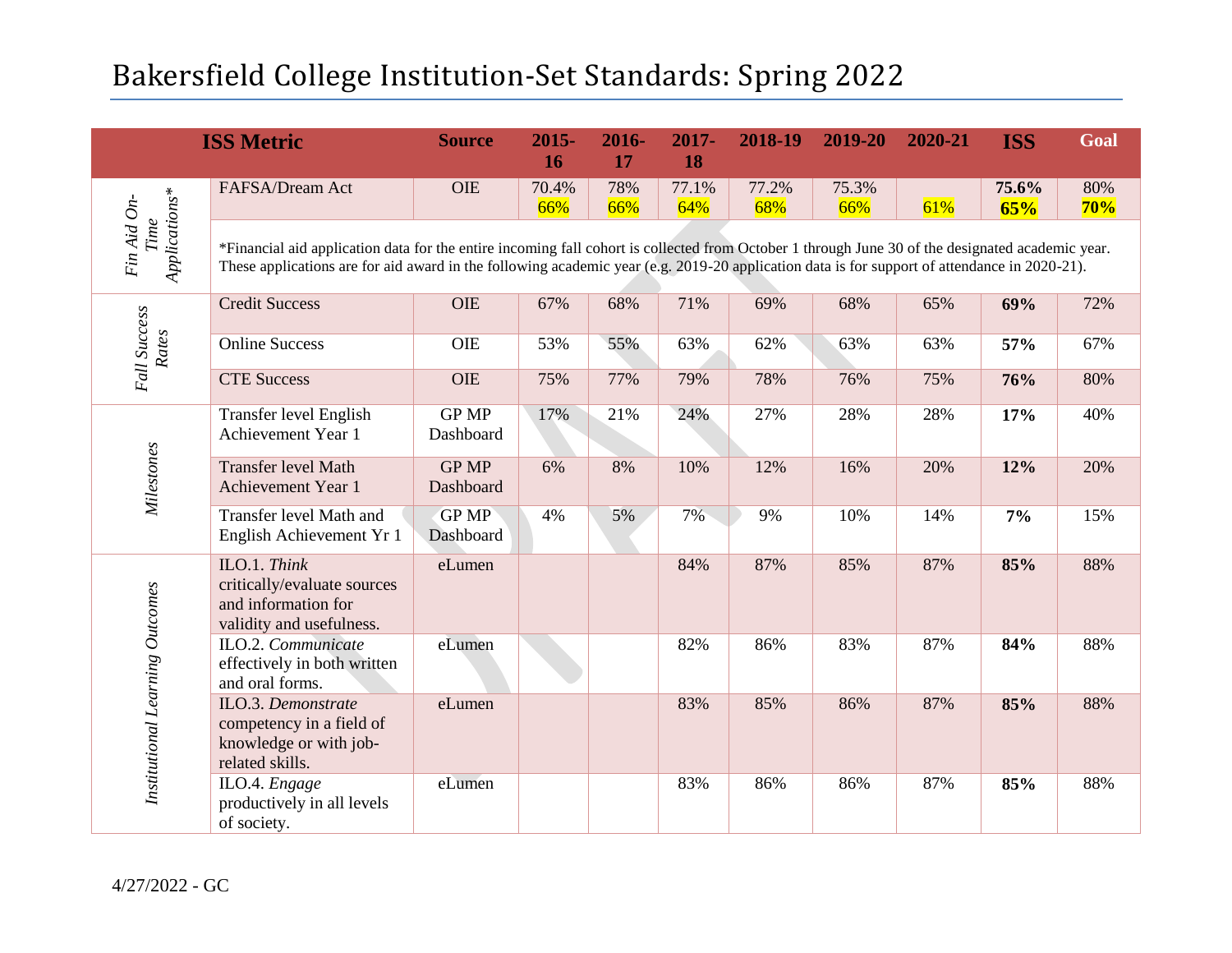# Bakersfield College Institution-Set Standards: Spring 2022

| ISS Metric | | Source | 2015-16 | 2016-17 | 2017-18 | 2018-19 | 2019-20 | 2020-21 | ISS | Goal |
|---|---|---|---|---|---|---|---|---|---|---|
| *Fin Aid On-Time Applications** | FAFSA/Dream Act | OIE | 70.4% 66% | 78% 66% | 77.1% 64% | 77.2% 68% | 75.3% 66% | 61% | **75.6% 65%** | 80% **70%** |
| | *Financial aid application data for the entire incoming fall cohort is collected from October 1 through June 30 of the designated academic year. These applications are for aid award in the following academic year (e.g. 2019-20 application data is for support of attendance in 2020-21). | | | | | | | | | |
| *Fall Success Rates* | Credit Success | OIE | 67% | 68% | 71% | 69% | 68% | 65% | **69%** | 72% |
| | Online Success | OIE | 53% | 55% | 63% | 62% | 63% | 63% | **57%** | 67% |
| | CTE Success | OIE | 75% | 77% | 79% | 78% | 76% | 75% | **76%** | 80% |
| *Milestones* | Transfer level English Achievement Year 1 | GP MP Dashboard | 17% | 21% | 24% | 27% | 28% | 28% | **17%** | 40% |
| | Transfer level Math Achievement Year 1 | GP MP Dashboard | 6% | 8% | 10% | 12% | 16% | 20% | **12%** | 20% |
| | Transfer level Math and English Achievement Yr 1 | GP MP Dashboard | 4% | 5% | 7% | 9% | 10% | 14% | **7%** | 15% |
| *Institutional Learning Outcomes* | ILO.1. *Think* critically/evaluate sources and information for validity and usefulness. | eLumen | | | 84% | 87% | 85% | 87% | **85%** | 88% |
| | ILO.2. *Communicate* effectively in both written and oral forms. | eLumen | | | 82% | 86% | 83% | 87% | **84%** | 88% |
| | ILO.3. *Demonstrate* competency in a field of knowledge or with job-related skills. | eLumen | | | 83% | 85% | 86% | 87% | **85%** | 88% |
| | ILO.4. *Engage* productively in all levels of society. | eLumen | | | 83% | 86% | 86% | 87% | **85%** | 88% |

4/27/2022 - GC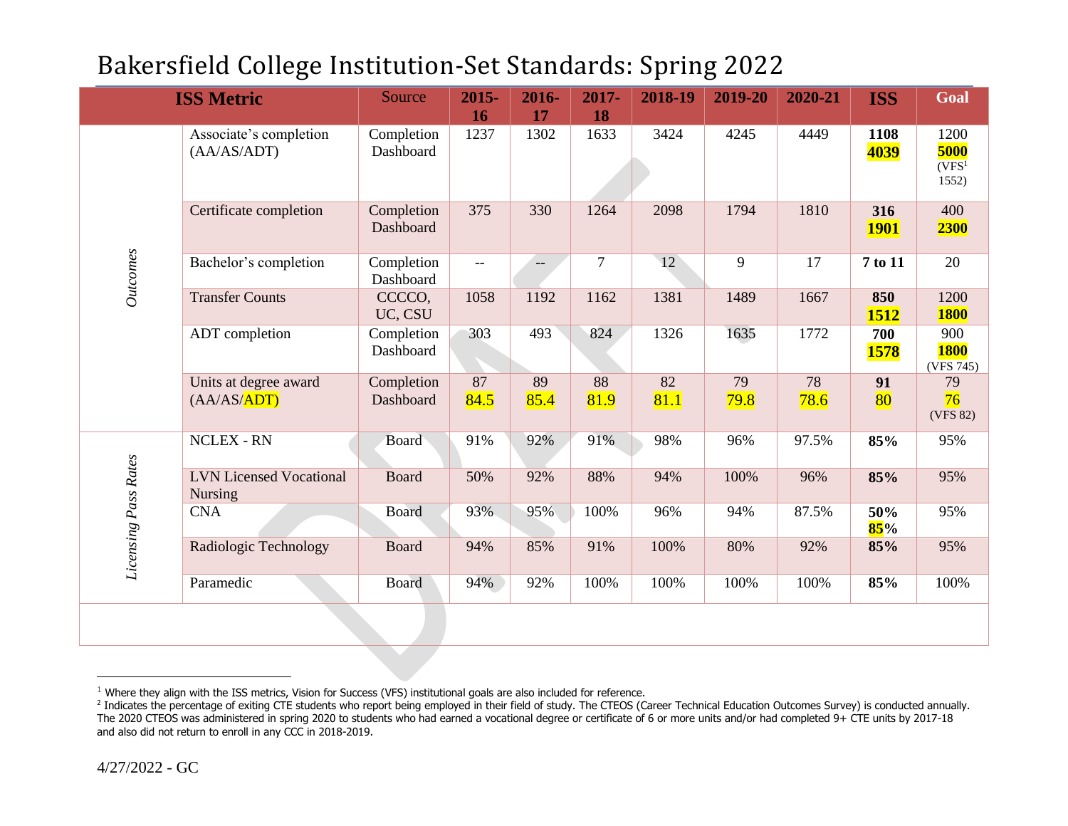# Bakersfield College Institution-Set Standards: Spring 2022

| ISS Metric | | Source | 2015-16 | 2016-17 | 2017-18 | 2018-19 | 2019-20 | 2020-21 | ISS | Goal |
|---|---|---|---|---|---|---|---|---|---|---|
| *Outcomes* | Associate's completion (AA/AS/ADT) | Completion Dashboard | 1237 | 1302 | 1633 | 3424 | 4245 | 4449 | **1108** **4039** | 1200 **5000** (VFS[1] 1552) |
| | Certificate completion | Completion Dashboard | 375 | 330 | 1264 | 2098 | 1794 | 1810 | **316** **1901** | 400 **2300** |
| | Bachelor's completion | Completion Dashboard | -- | -- | 7 | 12 | 9 | 17 | **7 to 11** | 20 |
| | Transfer Counts | CCCCO, UC, CSU | 1058 | 1192 | 1162 | 1381 | 1489 | 1667 | **850** **1512** | 1200 **1800** |
| | ADT completion | Completion Dashboard | 303 | 493 | 824 | 1326 | 1635 | 1772 | **700** **1578** | 900 **1800** (VFS 745) |
| | Units at degree award (AA/AS/ADT) | Completion Dashboard | 87 84.5 | 89 85.4 | 88 81.9 | 82 81.1 | 79 79.8 | 78 78.6 | **91** 80 | 79 76 (VFS 82) |
| *Licensing Pass Rates* | NCLEX - RN | Board | 91% | 92% | 91% | 98% | 96% | 97.5% | **85%** | 95% |
| | LVN Licensed Vocational Nursing | Board | 50% | 92% | 88% | 94% | 100% | 96% | **85%** | 95% |
| | CNA | Board | 93% | 95% | 100% | 96% | 94% | 87.5% | **50%** **85%** | 95% |
| | Radiologic Technology | Board | 94% | 85% | 91% | 100% | 80% | 92% | **85%** | 95% |
| | Paramedic | Board | 94% | 92% | 100% | 100% | 100% | 100% | **85%** | 100% |

[1] Where they align with the ISS metrics, Vision for Success (VFS) institutional goals are also included for reference.

[2] Indicates the percentage of exiting CTE students who report being employed in their field of study. The CTEOS (Career Technical Education Outcomes Survey) is conducted annually. The 2020 CTEOS was administered in spring 2020 to students who had earned a vocational degree or certificate of 6 or more units and/or had completed 9+ CTE units by 2017-18 and also did not return to enroll in any CCC in 2018-2019.

4/27/2022 - GC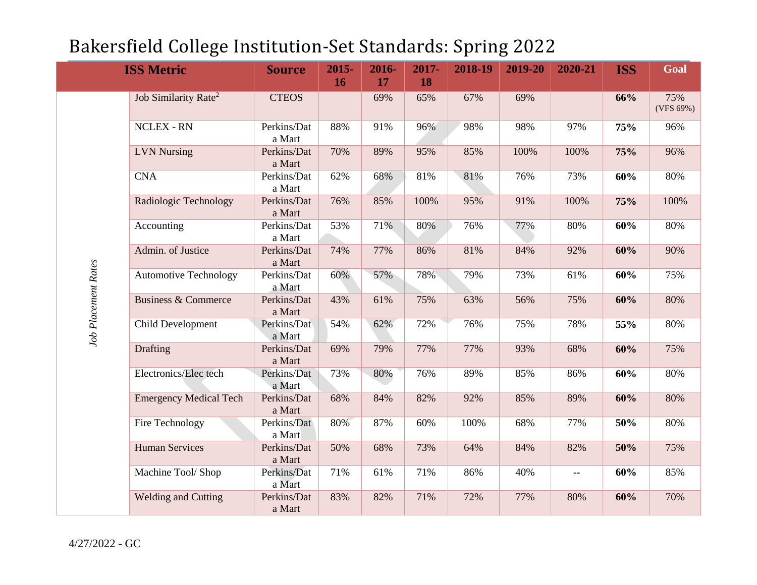# Bakersfield College Institution-Set Standards: Spring 2022

| ISS Metric | | Source | 2015-16 | 2016-17 | 2017-18 | 2018-19 | 2019-20 | 2020-21 | ISS | Goal |
|---|---|---|---|---|---|---|---|---|---|---|
| *Job Placement Rates* | Job Similarity Rate[2] | CTEOS | | 69% | 65% | 67% | 69% | | **66%** | 75% (VFS 69%) |
| | NCLEX - RN | Perkins/Data Mart | 88% | 91% | 96% | 98% | 98% | 97% | **75%** | 96% |
| | LVN Nursing | Perkins/Data Mart | 70% | 89% | 95% | 85% | 100% | 100% | **75%** | 96% |
| | CNA | Perkins/Data Mart | 62% | 68% | 81% | 81% | 76% | 73% | **60%** | 80% |
| | Radiologic Technology | Perkins/Data Mart | 76% | 85% | 100% | 95% | 91% | 100% | **75%** | 100% |
| | Accounting | Perkins/Data Mart | 53% | 71% | 80% | 76% | 77% | 80% | **60%** | 80% |
| | Admin. of Justice | Perkins/Data Mart | 74% | 77% | 86% | 81% | 84% | 92% | **60%** | 90% |
| | Automotive Technology | Perkins/Data Mart | 60% | 57% | 78% | 79% | 73% | 61% | **60%** | 75% |
| | Business & Commerce | Perkins/Data Mart | 43% | 61% | 75% | 63% | 56% | 75% | **60%** | 80% |
| | Child Development | Perkins/Data Mart | 54% | 62% | 72% | 76% | 75% | 78% | **55%** | 80% |
| | Drafting | Perkins/Data Mart | 69% | 79% | 77% | 77% | 93% | 68% | **60%** | 75% |
| | Electronics/Elec tech | Perkins/Data Mart | 73% | 80% | 76% | 89% | 85% | 86% | **60%** | 80% |
| | Emergency Medical Tech | Perkins/Data Mart | 68% | 84% | 82% | 92% | 85% | 89% | **60%** | 80% |
| | Fire Technology | Perkins/Data Mart | 80% | 87% | 60% | 100% | 68% | 77% | **50%** | 80% |
| | Human Services | Perkins/Data Mart | 50% | 68% | 73% | 64% | 84% | 82% | **50%** | 75% |
| | Machine Tool/ Shop | Perkins/Data Mart | 71% | 61% | 71% | 86% | 40% | -- | **60%** | 85% |
| | Welding and Cutting | Perkins/Data Mart | 83% | 82% | 71% | 72% | 77% | 80% | **60%** | 70% |

4/27/2022 - GC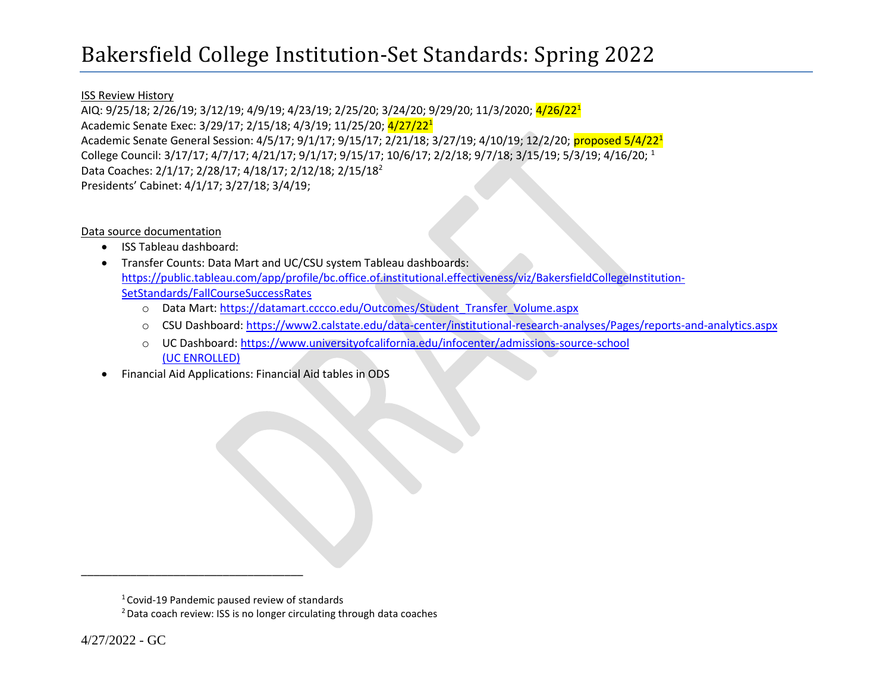# Bakersfield College Institution-Set Standards: Spring 2022

ISS Review History

AIQ: 9/25/18; 2/26/19; 3/12/19; 4/9/19; 4/23/19; 2/25/20; 3/24/20; 9/29/20; 11/3/2020; 4/26/22[1]

Academic Senate Exec: 3/29/17; 2/15/18; 4/3/19; 11/25/20; 4/27/22[1]

Academic Senate General Session: 4/5/17; 9/1/17; 9/15/17; 2/21/18; 3/27/19; 4/10/19; 12/2/20; proposed 5/4/22[1]

College Council: 3/17/17; 4/7/17; 4/21/17; 9/1/17; 9/15/17; 10/6/17; 2/2/18; 9/7/18; 3/15/19; 5/3/19; 4/16/20; [1]

Data Coaches: 2/1/17; 2/28/17; 4/18/17; 2/12/18; 2/15/18[2]

Presidents' Cabinet: 4/1/17; 3/27/18; 3/4/19;

Data source documentation

- ISS Tableau dashboard:
- Transfer Counts: Data Mart and UC/CSU system Tableau dashboards: https://public.tableau.com/app/profile/bc.office.of.institutional.effectiveness/viz/BakersfieldCollegeInstitution-SetStandards/FallCourseSuccessRates
    - Data Mart: https://datamart.cccco.edu/Outcomes/Student_Transfer_Volume.aspx
    - CSU Dashboard: https://www2.calstate.edu/data-center/institutional-research-analyses/Pages/reports-and-analytics.aspx
    - UC Dashboard: https://www.universityofcalifornia.edu/infocenter/admissions-source-school (UC ENROLLED)
- Financial Aid Applications: Financial Aid tables in ODS

[1] Covid-19 Pandemic paused review of standards

[2] Data coach review: ISS is no longer circulating through data coaches

4/27/2022 - GC